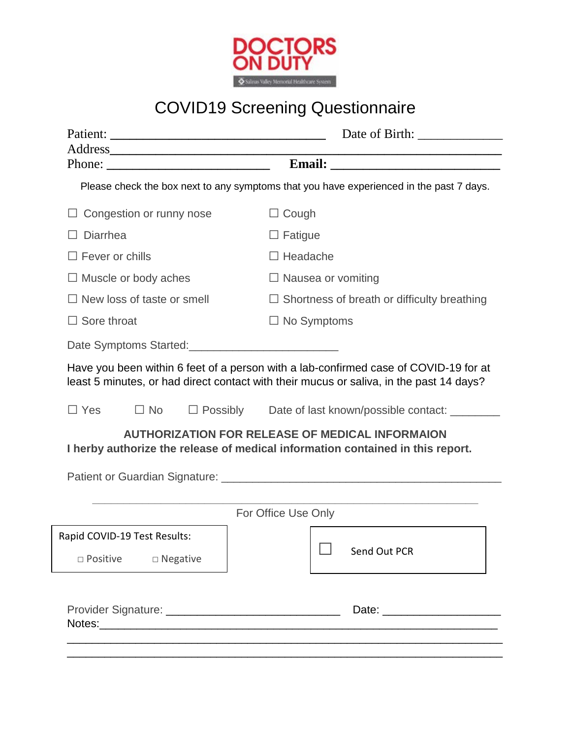DOCTORS ON DUTY

Salinas Valley Memorial Healthcare System

# COVID19 Screening Questionnaire

Patient: ______________________________ Date of Birth: ____________

Address______________________________________________________________

Phone: ________________________ **Email:** ________________________

Please check the box next to any symptoms that you have experienced in the past 7 days.

☐ Congestion or runny nose

☐ Cough

☐ Diarrhea

☐ Fatigue

☐ Fever or chills

☐ Headache

☐ Muscle or body aches

☐ Nausea or vomiting

☐ New loss of taste or smell

☐ Shortness of breath or difficulty breathing

☐ Sore throat

☐ No Symptoms

Date Symptoms Started:______________________

Have you been within 6 feet of a person with a lab-confirmed case of COVID-19 for at least 5 minutes, or had direct contact with their mucus or saliva, in the past 14 days?

☐ Yes ☐ No ☐ Possibly Date of last known/possible contact: ________

**AUTHORIZATION FOR RELEASE OF MEDICAL INFORMAION**

**I herby authorize the release of medical information contained in this report.**

Patient or Guardian Signature: ____________________________________________

For Office Use Only

Rapid COVID-19 Test Results:

□ Positive □ Negative

☐ Send Out PCR

Provider Signature: ___________________________ Date: __________________

Notes:_______________________________________________________________

_____________________________________________________________________

_____________________________________________________________________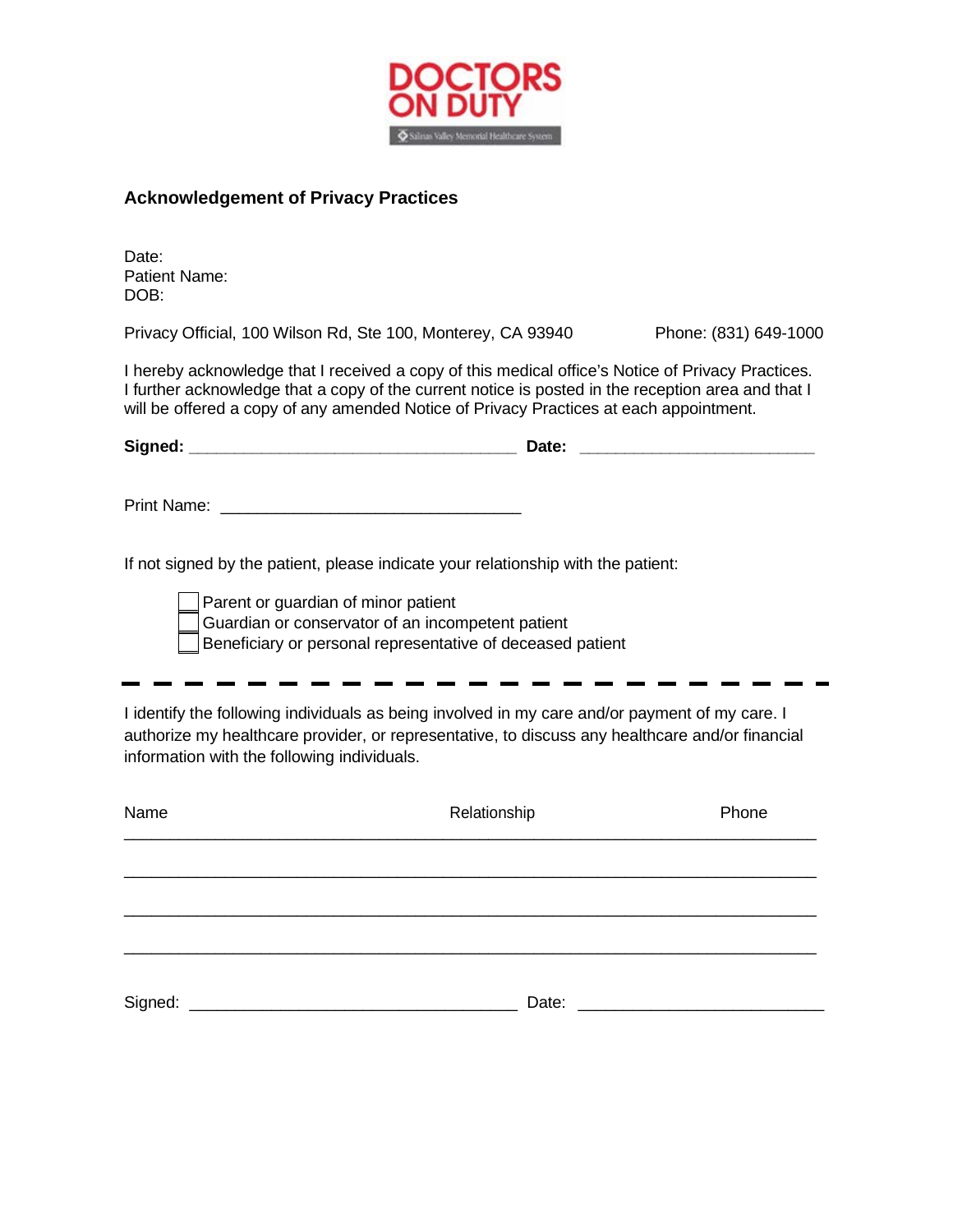DOCTORS ON DUTY

Salinas Valley Memorial Healthcare System

## Acknowledgement of Privacy Practices

Date:
Patient Name:
DOB:

Privacy Official, 100 Wilson Rd, Ste 100, Monterey, CA 93940 Phone: (831) 649-1000

I hereby acknowledge that I received a copy of this medical office's Notice of Privacy Practices. I further acknowledge that a copy of the current notice is posted in the reception area and that I will be offered a copy of any amended Notice of Privacy Practices at each appointment.

**Signed:** ___________________________________ **Date:** _________________________

Print Name: ________________________________

If not signed by the patient, please indicate your relationship with the patient:

- ☐ Parent or guardian of minor patient
- ☐ Guardian or conservator of an incompetent patient
- ☐ Beneficiary or personal representative of deceased patient

---

I identify the following individuals as being involved in my care and/or payment of my care. I authorize my healthcare provider, or representative, to discuss any healthcare and/or financial information with the following individuals.

| Name | Relationship | Phone |
|---|---|---|
| | | |
| | | |
| | | |
| | | |

Signed: ___________________________________ Date: ___________________________